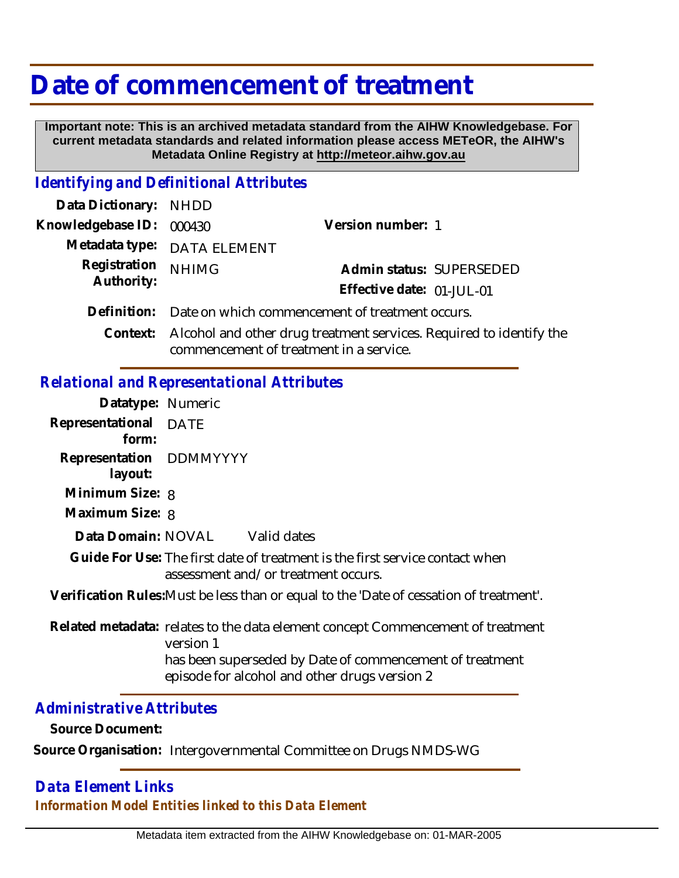# Date of commencement of treatment

**Important note: This is an archived metadata standard from the AIHW Knowledgebase. For current metadata standards and related information please access METeOR, the AIHW's Metadata Online Registry at http://meteor.aihw.gov.au**

## Identifying and Definitional Attributes

**Data Dictionary:** NHDD

**Knowledgebase ID:** 000430

**Version number:** 1

**Metadata type:** DATA ELEMENT

**Registration Authority:** NHIMG

**Admin status:** SUPERSEDED

**Effective date:** 01-JUL-01

**Definition:** Date on which commencement of treatment occurs.

**Context:** Alcohol and other drug treatment services. Required to identify the commencement of treatment in a service.

## Relational and Representational Attributes

**Datatype:** Numeric

**Representational form:** DATE

**Representation layout:** DDMMYYYY

**Minimum Size:** 8

**Maximum Size:** 8

**Data Domain:** NOVAL Valid dates

**Guide For Use:** The first date of treatment is the first service contact when assessment and/ or treatment occurs.

**Verification Rules:** Must be less than or equal to the 'Date of cessation of treatment'.

**Related metadata:** relates to the data element concept Commencement of treatment version 1
has been superseded by Date of commencement of treatment episode for alcohol and other drugs version 2

## Administrative Attributes

**Source Document:**

**Source Organisation:** Intergovernmental Committee on Drugs NMDS-WG

## Data Element Links

*Information Model Entities linked to this Data Element*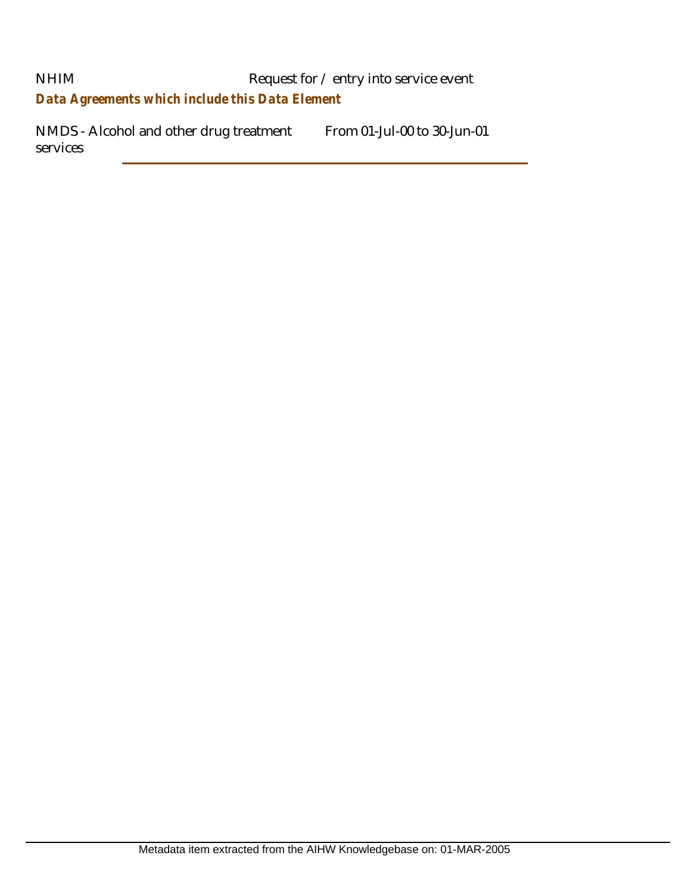NHIM Request for / entry into service event

***Data Agreements which include this Data Element***

| | |
|---|---|
| NMDS - Alcohol and other drug treatment services | From 01-Jul-00 to 30-Jun-01 |